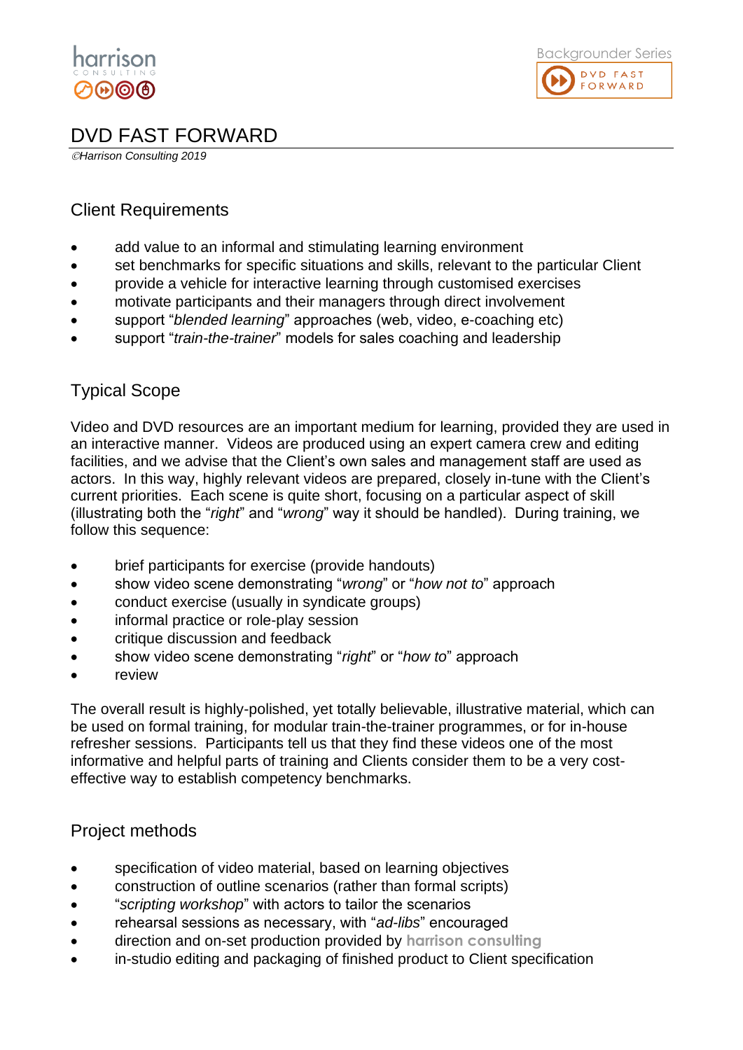# DVD FAST FORWARD

*©Harrison Consulting 2019*

## Client Requirements

- add value to an informal and stimulating learning environment
- set benchmarks for specific situations and skills, relevant to the particular Client
- provide a vehicle for interactive learning through customised exercises
- motivate participants and their managers through direct involvement
- support "*blended learning*" approaches (web, video, e-coaching etc)
- support "*train-the-trainer*" models for sales coaching and leadership

## Typical Scope

Video and DVD resources are an important medium for learning, provided they are used in an interactive manner. Videos are produced using an expert camera crew and editing facilities, and we advise that the Client's own sales and management staff are used as actors. In this way, highly relevant videos are prepared, closely in-tune with the Client's current priorities. Each scene is quite short, focusing on a particular aspect of skill (illustrating both the "*right*" and "*wrong*" way it should be handled). During training, we follow this sequence:

- brief participants for exercise (provide handouts)
- show video scene demonstrating "*wrong*" or "*how not to*" approach
- conduct exercise (usually in syndicate groups)
- informal practice or role-play session
- critique discussion and feedback
- show video scene demonstrating "*right*" or "*how to*" approach
- review

The overall result is highly-polished, yet totally believable, illustrative material, which can be used on formal training, for modular train-the-trainer programmes, or for in-house refresher sessions. Participants tell us that they find these videos one of the most informative and helpful parts of training and Clients consider them to be a very cost-effective way to establish competency benchmarks.

## Project methods

- specification of video material, based on learning objectives
- construction of outline scenarios (rather than formal scripts)
- "*scripting workshop*" with actors to tailor the scenarios
- rehearsal sessions as necessary, with "*ad-libs*" encouraged
- direction and on-set production provided by **harrison consulting**
- in-studio editing and packaging of finished product to Client specification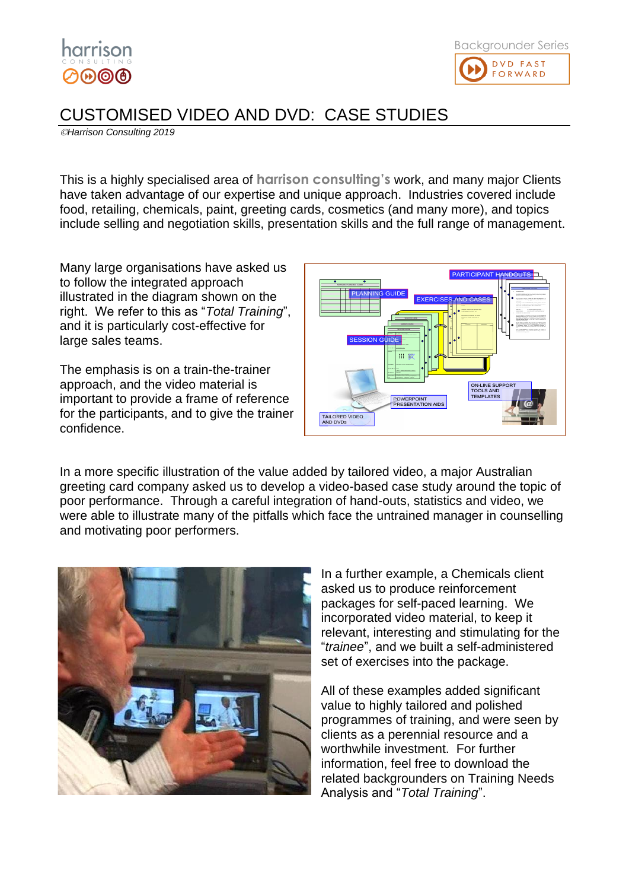harrison
CONSULTING

Backgrounder Series
DVD FAST FORWARD

# CUSTOMISED VIDEO AND DVD: CASE STUDIES

*©Harrison Consulting 2019*

This is a highly specialised area of **harrison consulting's** work, and many major Clients have taken advantage of our expertise and unique approach. Industries covered include food, retailing, chemicals, paint, greeting cards, cosmetics (and many more), and topics include selling and negotiation skills, presentation skills and the full range of management.

Many large organisations have asked us to follow the integrated approach illustrated in the diagram shown on the right. We refer to this as "*Total Training*", and it is particularly cost-effective for large sales teams.

The emphasis is on a train-the-trainer approach, and the video material is important to provide a frame of reference for the participants, and to give the trainer confidence.

PARTICIPANT HANDOUTS
PLANNING GUIDE
EXERCISES AND CASES
SESSION GUIDE
ON-LINE SUPPORT TOOLS AND TEMPLATES
POWERPOINT PRESENTATION AIDS
TAILORED VIDEO AND DVDs

In a more specific illustration of the value added by tailored video, a major Australian greeting card company asked us to develop a video-based case study around the topic of poor performance. Through a careful integration of hand-outs, statistics and video, we were able to illustrate many of the pitfalls which face the untrained manager in counselling and motivating poor performers.

In a further example, a Chemicals client asked us to produce reinforcement packages for self-paced learning. We incorporated video material, to keep it relevant, interesting and stimulating for the "*trainee*", and we built a self-administered set of exercises into the package.

All of these examples added significant value to highly tailored and polished programmes of training, and were seen by clients as a perennial resource and a worthwhile investment. For further information, feel free to download the related backgrounders on Training Needs Analysis and "*Total Training*".